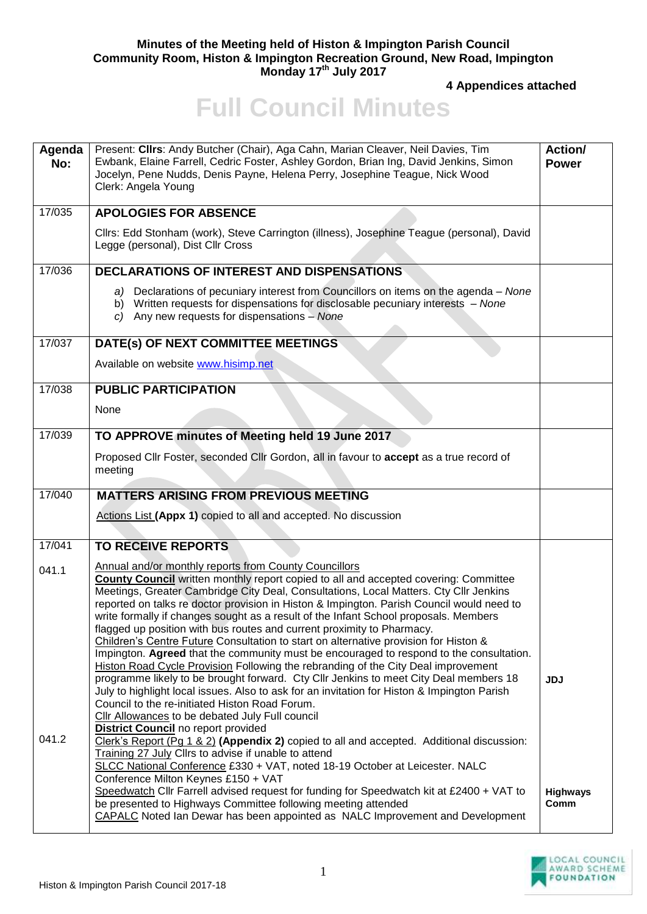**Minutes of the Meeting held of Histon & Impington Parish Council**
**Community Room, Histon & Impington Recreation Ground, New Road, Impington**
**Monday 17th July 2017**

**4 Appendices attached**

# Full Council Minutes

| Agenda No: | Present: **Cllrs**: Andy Butcher (Chair), Aga Cahn, Marian Cleaver, Neil Davies, Tim Ewbank, Elaine Farrell, Cedric Foster, Ashley Gordon, Brian Ing, David Jenkins, Simon Jocelyn, Pene Nudds, Denis Payne, Helena Perry, Josephine Teague, Nick Wood<br>Clerk: Angela Young | Action/ Power |
|---|---|---|
| 17/035 | **APOLOGIES FOR ABSENCE**<br><br>Cllrs: Edd Stonham (work), Steve Carrington (illness), Josephine Teague (personal), David Legge (personal), Dist Cllr Cross | |
| 17/036 | **DECLARATIONS OF INTEREST AND DISPENSATIONS**<br><br>a) Declarations of pecuniary interest from Councillors on items on the agenda – *None*<br>b) Written requests for dispensations for disclosable pecuniary interests – *None*<br>c) Any new requests for dispensations – *None* | |
| 17/037 | **DATE(s) OF NEXT COMMITTEE MEETINGS**<br><br>Available on website www.hisimp.net | |
| 17/038 | **PUBLIC PARTICIPATION**<br><br>None | |
| 17/039 | **TO APPROVE minutes of Meeting held 19 June 2017**<br><br>Proposed Cllr Foster, seconded Cllr Gordon, all in favour to **accept** as a true record of meeting | |
| 17/040 | **MATTERS ARISING FROM PREVIOUS MEETING**<br><br>Actions List **(Appx 1)** copied to all and accepted. No discussion | |
| 17/041 | **TO RECEIVE REPORTS** | |
| 041.1 | Annual and/or monthly reports from County Councillors<br>**County Council** written monthly report copied to all and accepted covering: Committee Meetings, Greater Cambridge City Deal, Consultations, Local Matters. Cty Cllr Jenkins reported on talks re doctor provision in Histon & Impington. Parish Council would need to write formally if changes sought as a result of the Infant School proposals. Members flagged up position with bus routes and current proximity to Pharmacy.<br>Children's Centre Future Consultation to start on alternative provision for Histon & Impington. **Agreed** that the community must be encouraged to respond to the consultation.<br>Histon Road Cycle Provision Following the rebranding of the City Deal improvement programme likely to be brought forward. Cty Cllr Jenkins to meet City Deal members 18 July to highlight local issues. Also to ask for an invitation for Histon & Impington Parish Council to the re-initiated Histon Road Forum.<br>Cllr Allowances to be debated July Full council<br>**District Council** no report provided | JDJ |
| 041.2 | Clerk's Report (Pg 1 & 2) **(Appendix 2)** copied to all and accepted. Additional discussion:<br>Training 27 July Cllrs to advise if unable to attend<br>SLCC National Conference £330 + VAT, noted 18-19 October at Leicester. NALC Conference Milton Keynes £150 + VAT<br>Speedwatch Cllr Farrell advised request for funding for Speedwatch kit at £2400 + VAT to be presented to Highways Committee following meeting attended<br>CAPALC Noted Ian Dewar has been appointed as NALC Improvement and Development | Highways Comm |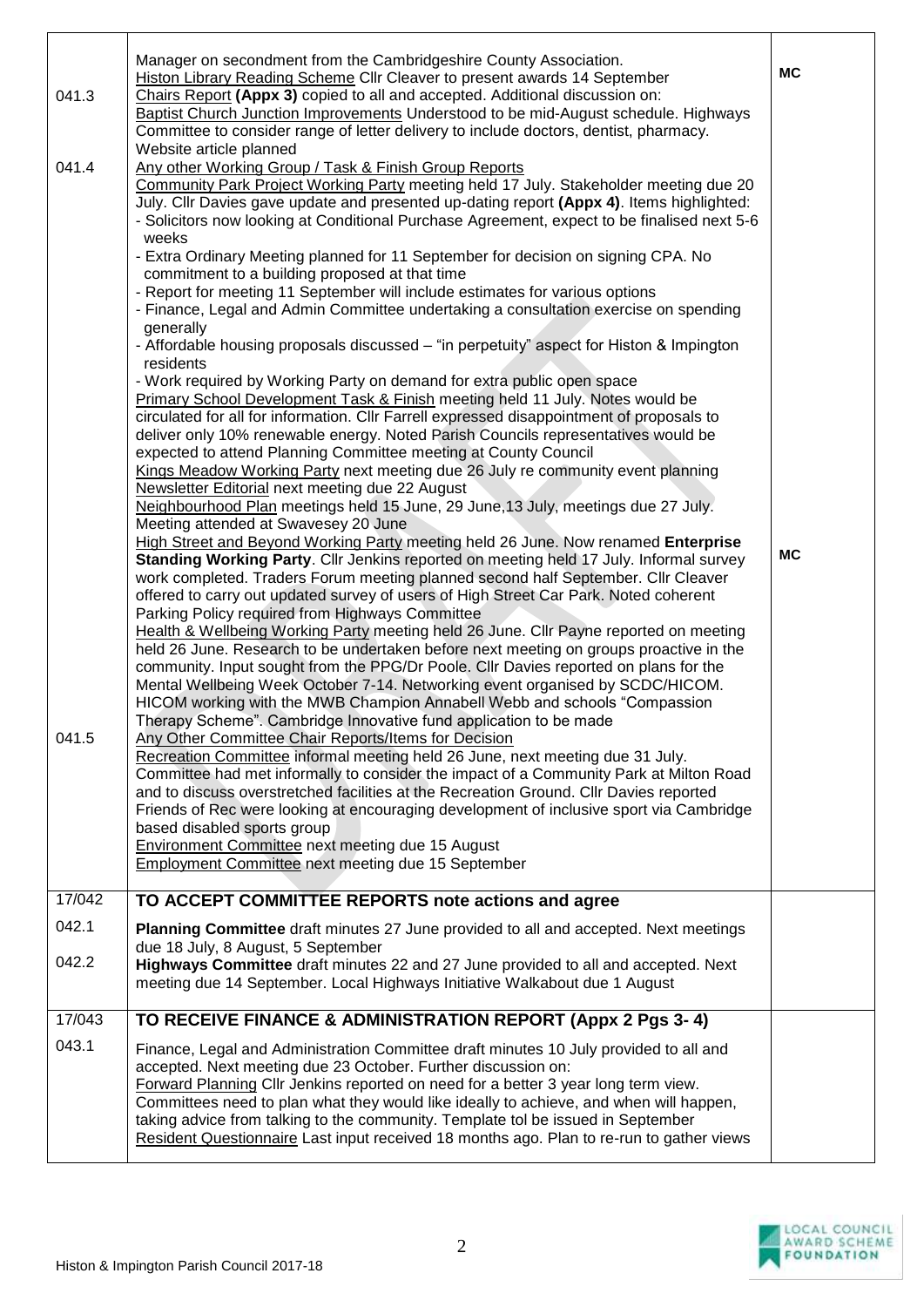| | | |
|---|---|---|
| 041.3 | Manager on secondment from the Cambridgeshire County Association.<br>Histon Library Reading Scheme Cllr Cleaver to present awards 14 September<br>Chairs Report **(Appx 3)** copied to all and accepted. Additional discussion on:<br>Baptist Church Junction Improvements Understood to be mid-August schedule. Highways Committee to consider range of letter delivery to include doctors, dentist, pharmacy. Website article planned | **MC** |
| 041.4 | Any other Working Group / Task & Finish Group Reports<br>Community Park Project Working Party meeting held 17 July. Stakeholder meeting due 20 July. Cllr Davies gave update and presented up-dating report **(Appx 4)**. Items highlighted:<br>- Solicitors now looking at Conditional Purchase Agreement, expect to be finalised next 5-6 weeks<br>- Extra Ordinary Meeting planned for 11 September for decision on signing CPA. No commitment to a building proposed at that time<br>- Report for meeting 11 September will include estimates for various options<br>- Finance, Legal and Admin Committee undertaking a consultation exercise on spending generally<br>- Affordable housing proposals discussed – "in perpetuity" aspect for Histon & Impington residents<br>- Work required by Working Party on demand for extra public open space<br>Primary School Development Task & Finish meeting held 11 July. Notes would be circulated for all for information. Cllr Farrell expressed disappointment of proposals to deliver only 10% renewable energy. Noted Parish Councils representatives would be expected to attend Planning Committee meeting at County Council<br>Kings Meadow Working Party next meeting due 26 July re community event planning<br>Newsletter Editorial next meeting due 22 August<br>Neighbourhood Plan meetings held 15 June, 29 June,13 July, meetings due 27 July. Meeting attended at Swavesey 20 June<br>High Street and Beyond Working Party meeting held 26 June. Now renamed **Enterprise Standing Working Party**. Cllr Jenkins reported on meeting held 17 July. Informal survey work completed. Traders Forum meeting planned second half September. Cllr Cleaver offered to carry out updated survey of users of High Street Car Park. Noted coherent Parking Policy required from Highways Committee<br>Health & Wellbeing Working Party meeting held 26 June. Cllr Payne reported on meeting held 26 June. Research to be undertaken before next meeting on groups proactive in the community. Input sought from the PPG/Dr Poole. Cllr Davies reported on plans for the Mental Wellbeing Week October 7-14. Networking event organised by SCDC/HICOM. HICOM working with the MWB Champion Annabell Webb and schools "Compassion Therapy Scheme". Cambridge Innovative fund application to be made | **MC** |
| 041.5 | Any Other Committee Chair Reports/Items for Decision<br>Recreation Committee informal meeting held 26 June, next meeting due 31 July. Committee had met informally to consider the impact of a Community Park at Milton Road and to discuss overstretched facilities at the Recreation Ground. Cllr Davies reported Friends of Rec were looking at encouraging development of inclusive sport via Cambridge based disabled sports group<br>Environment Committee next meeting due 15 August<br>Employment Committee next meeting due 15 September | |
| **17/042** | **TO ACCEPT COMMITTEE REPORTS note actions and agree** | |
| 042.1 | **Planning Committee** draft minutes 27 June provided to all and accepted. Next meetings due 18 July, 8 August, 5 September | |
| 042.2 | **Highways Committee** draft minutes 22 and 27 June provided to all and accepted. Next meeting due 14 September. Local Highways Initiative Walkabout due 1 August | |
| **17/043** | **TO RECEIVE FINANCE & ADMINISTRATION REPORT (Appx 2 Pgs 3- 4)** | |
| 043.1 | Finance, Legal and Administration Committee draft minutes 10 July provided to all and accepted. Next meeting due 23 October. Further discussion on:<br>Forward Planning Cllr Jenkins reported on need for a better 3 year long term view. Committees need to plan what they would like ideally to achieve, and when will happen, taking advice from talking to the community. Template tol be issued in September<br>Resident Questionnaire Last input received 18 months ago. Plan to re-run to gather views | |

Histon & Impington Parish Council 2017-18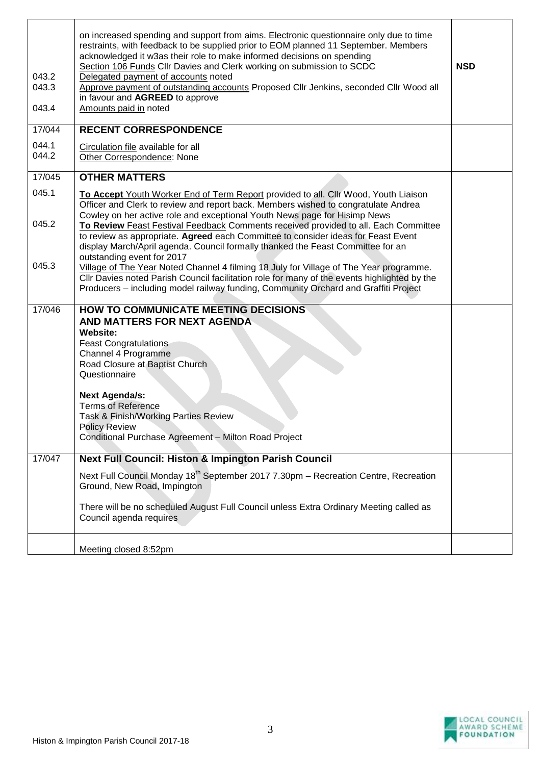| | | |
|---|---|---|
| 043.2<br>043.3<br>043.4 | on increased spending and support from aims. Electronic questionnaire only due to time restraints, with feedback to be supplied prior to EOM planned 11 September. Members acknowledged it w3as their role to make informed decisions on spending<br>Section 106 Funds Cllr Davies and Clerk working on submission to SCDC<br>Delegated payment of accounts noted<br>Approve payment of outstanding accounts Proposed Cllr Jenkins, seconded Cllr Wood all in favour and **AGREED** to approve<br>Amounts paid in noted | **NSD** |
| 17/044 | **RECENT CORRESPONDENCE** | |
| 044.1<br>044.2 | Circulation file available for all<br>Other Correspondence: None | |
| 17/045 | **OTHER MATTERS** | |
| 045.1<br>045.2<br>045.3 | **To Accept** Youth Worker End of Term Report provided to all. Cllr Wood, Youth Liaison Officer and Clerk to review and report back. Members wished to congratulate Andrea Cowley on her active role and exceptional Youth News page for Hisimp News<br>**To Review** Feast Festival Feedback Comments received provided to all. Each Committee to review as appropriate. **Agreed** each Committee to consider ideas for Feast Event display March/April agenda. Council formally thanked the Feast Committee for an outstanding event for 2017<br>Village of The Year Noted Channel 4 filming 18 July for Village of The Year programme. Cllr Davies noted Parish Council facilitation role for many of the events highlighted by the Producers – including model railway funding, Community Orchard and Graffiti Project | |
| 17/046 | **HOW TO COMMUNICATE MEETING DECISIONS AND MATTERS FOR NEXT AGENDA**<br>**Website:**<br>Feast Congratulations<br>Channel 4 Programme<br>Road Closure at Baptist Church<br>Questionnaire<br><br>**Next Agenda/s:**<br>Terms of Reference<br>Task & Finish/Working Parties Review<br>Policy Review<br>Conditional Purchase Agreement – Milton Road Project | |
| 17/047 | **Next Full Council: Histon & Impington Parish Council**<br><br>Next Full Council Monday 18th September 2017 7.30pm – Recreation Centre, Recreation Ground, New Road, Impington<br><br>There will be no scheduled August Full Council unless Extra Ordinary Meeting called as Council agenda requires | |
| | Meeting closed 8:52pm | |